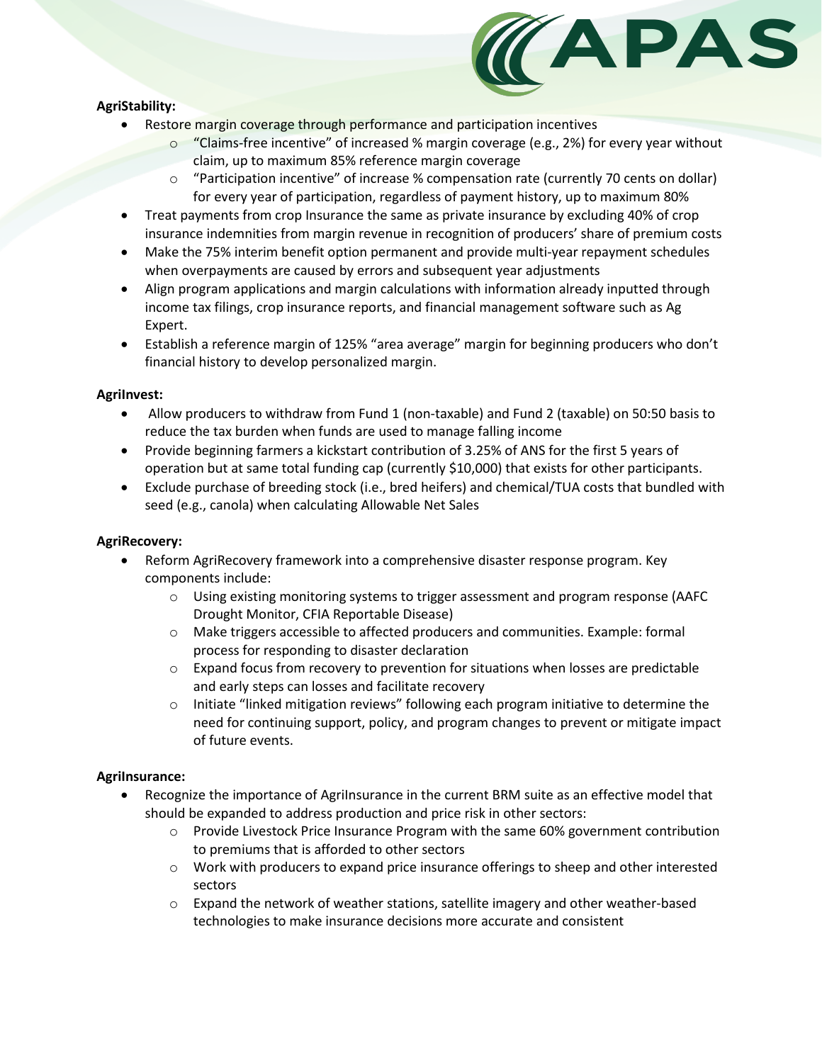**AgriStability:**

- Restore margin coverage through performance and participation incentives
  - "Claims-free incentive" of increased % margin coverage (e.g., 2%) for every year without claim, up to maximum 85% reference margin coverage
  - "Participation incentive" of increase % compensation rate (currently 70 cents on dollar) for every year of participation, regardless of payment history, up to maximum 80%
- Treat payments from crop Insurance the same as private insurance by excluding 40% of crop insurance indemnities from margin revenue in recognition of producers' share of premium costs
- Make the 75% interim benefit option permanent and provide multi-year repayment schedules when overpayments are caused by errors and subsequent year adjustments
- Align program applications and margin calculations with information already inputted through income tax filings, crop insurance reports, and financial management software such as Ag Expert.
- Establish a reference margin of 125% "area average" margin for beginning producers who don't financial history to develop personalized margin.

**AgriInvest:**

- Allow producers to withdraw from Fund 1 (non-taxable) and Fund 2 (taxable) on 50:50 basis to reduce the tax burden when funds are used to manage falling income
- Provide beginning farmers a kickstart contribution of 3.25% of ANS for the first 5 years of operation but at same total funding cap (currently $10,000) that exists for other participants.
- Exclude purchase of breeding stock (i.e., bred heifers) and chemical/TUA costs that bundled with seed (e.g., canola) when calculating Allowable Net Sales

**AgriRecovery:**

- Reform AgriRecovery framework into a comprehensive disaster response program. Key components include:
  - Using existing monitoring systems to trigger assessment and program response (AAFC Drought Monitor, CFIA Reportable Disease)
  - Make triggers accessible to affected producers and communities. Example: formal process for responding to disaster declaration
  - Expand focus from recovery to prevention for situations when losses are predictable and early steps can losses and facilitate recovery
  - Initiate "linked mitigation reviews" following each program initiative to determine the need for continuing support, policy, and program changes to prevent or mitigate impact of future events.

**AgriInsurance:**

- Recognize the importance of AgriInsurance in the current BRM suite as an effective model that should be expanded to address production and price risk in other sectors:
  - Provide Livestock Price Insurance Program with the same 60% government contribution to premiums that is afforded to other sectors
  - Work with producers to expand price insurance offerings to sheep and other interested sectors
  - Expand the network of weather stations, satellite imagery and other weather-based technologies to make insurance decisions more accurate and consistent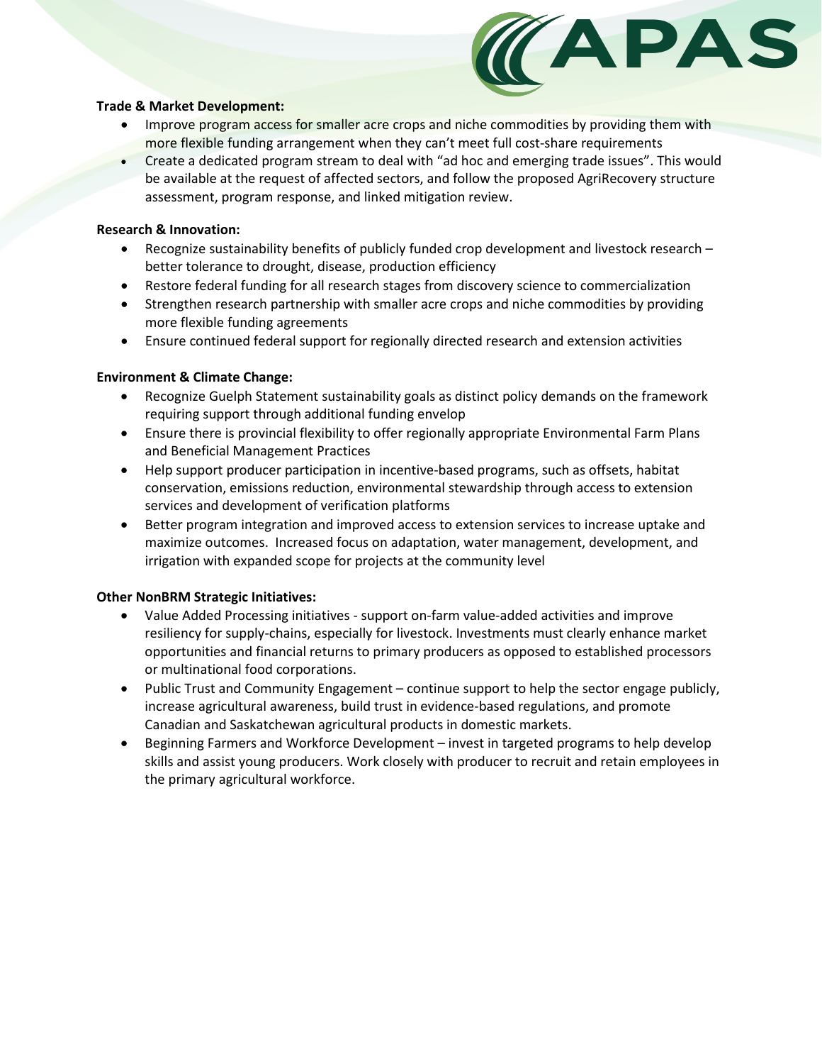**Trade & Market Development:**

- Improve program access for smaller acre crops and niche commodities by providing them with more flexible funding arrangement when they can't meet full cost-share requirements
- Create a dedicated program stream to deal with "ad hoc and emerging trade issues". This would be available at the request of affected sectors, and follow the proposed AgriRecovery structure assessment, program response, and linked mitigation review.

**Research & Innovation:**

- Recognize sustainability benefits of publicly funded crop development and livestock research – better tolerance to drought, disease, production efficiency
- Restore federal funding for all research stages from discovery science to commercialization
- Strengthen research partnership with smaller acre crops and niche commodities by providing more flexible funding agreements
- Ensure continued federal support for regionally directed research and extension activities

**Environment & Climate Change:**

- Recognize Guelph Statement sustainability goals as distinct policy demands on the framework requiring support through additional funding envelop
- Ensure there is provincial flexibility to offer regionally appropriate Environmental Farm Plans and Beneficial Management Practices
- Help support producer participation in incentive-based programs, such as offsets, habitat conservation, emissions reduction, environmental stewardship through access to extension services and development of verification platforms
- Better program integration and improved access to extension services to increase uptake and maximize outcomes. Increased focus on adaptation, water management, development, and irrigation with expanded scope for projects at the community level

**Other NonBRM Strategic Initiatives:**

- Value Added Processing initiatives - support on-farm value-added activities and improve resiliency for supply-chains, especially for livestock. Investments must clearly enhance market opportunities and financial returns to primary producers as opposed to established processors or multinational food corporations.
- Public Trust and Community Engagement – continue support to help the sector engage publicly, increase agricultural awareness, build trust in evidence-based regulations, and promote Canadian and Saskatchewan agricultural products in domestic markets.
- Beginning Farmers and Workforce Development – invest in targeted programs to help develop skills and assist young producers. Work closely with producer to recruit and retain employees in the primary agricultural workforce.